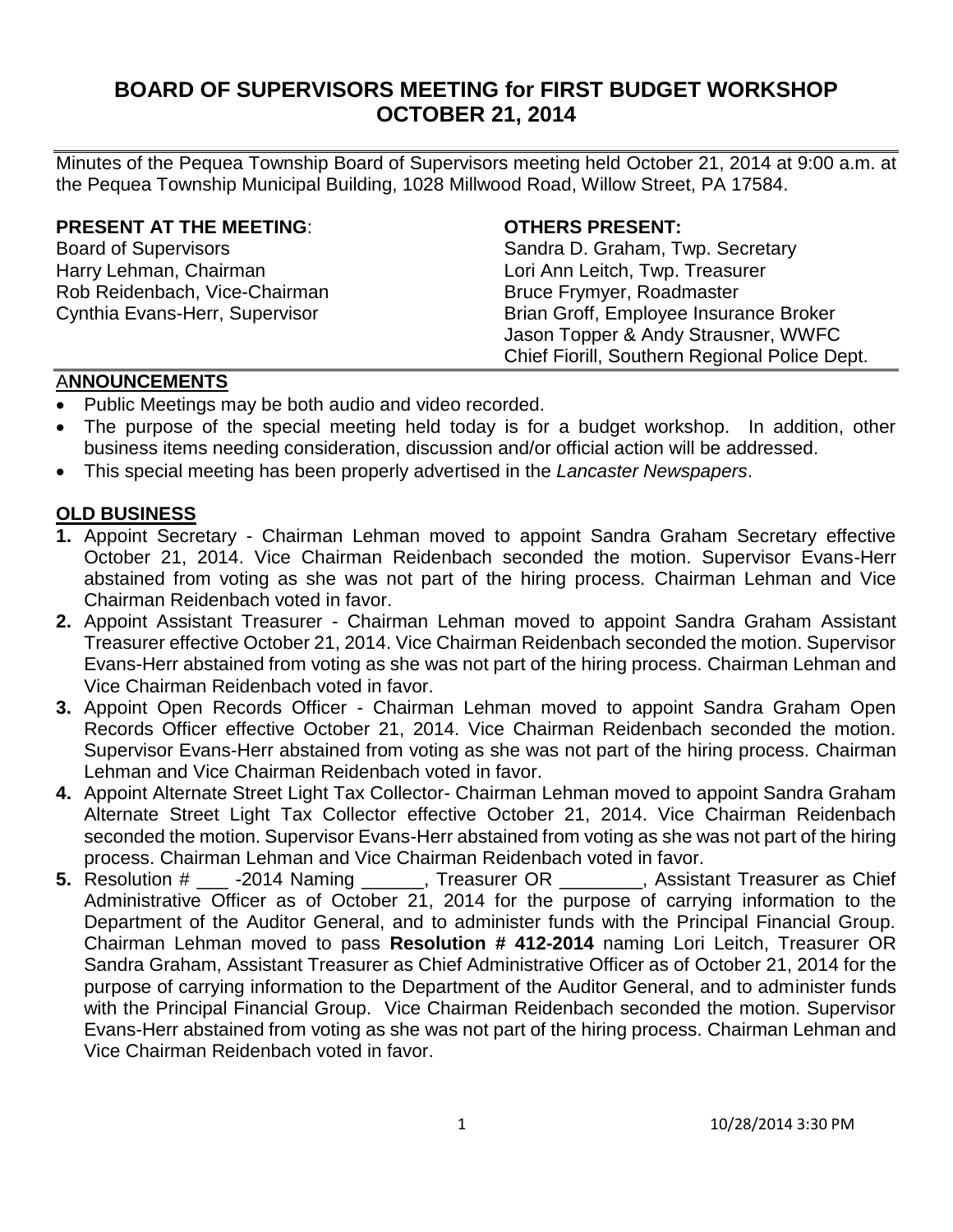# BOARD OF SUPERVISORS MEETING for FIRST BUDGET WORKSHOP OCTOBER 21, 2014

Minutes of the Pequea Township Board of Supervisors meeting held October 21, 2014 at 9:00 a.m. at the Pequea Township Municipal Building, 1028 Millwood Road, Willow Street, PA 17584.

**PRESENT AT THE MEETING**:
Board of Supervisors
Harry Lehman, Chairman
Rob Reidenbach, Vice-Chairman
Cynthia Evans-Herr, Supervisor

**OTHERS PRESENT:**
Sandra D. Graham, Twp. Secretary
Lori Ann Leitch, Twp. Treasurer
Bruce Frymyer, Roadmaster
Brian Groff, Employee Insurance Broker
Jason Topper & Andy Strausner, WWFC
Chief Fiorill, Southern Regional Police Dept.

## ANNOUNCEMENTS

- Public Meetings may be both audio and video recorded.
- The purpose of the special meeting held today is for a budget workshop. In addition, other business items needing consideration, discussion and/or official action will be addressed.
- This special meeting has been properly advertised in the *Lancaster Newspapers*.

## OLD BUSINESS

1. Appoint Secretary - Chairman Lehman moved to appoint Sandra Graham Secretary effective October 21, 2014. Vice Chairman Reidenbach seconded the motion. Supervisor Evans-Herr abstained from voting as she was not part of the hiring process. Chairman Lehman and Vice Chairman Reidenbach voted in favor.
2. Appoint Assistant Treasurer - Chairman Lehman moved to appoint Sandra Graham Assistant Treasurer effective October 21, 2014. Vice Chairman Reidenbach seconded the motion. Supervisor Evans-Herr abstained from voting as she was not part of the hiring process. Chairman Lehman and Vice Chairman Reidenbach voted in favor.
3. Appoint Open Records Officer - Chairman Lehman moved to appoint Sandra Graham Open Records Officer effective October 21, 2014. Vice Chairman Reidenbach seconded the motion. Supervisor Evans-Herr abstained from voting as she was not part of the hiring process. Chairman Lehman and Vice Chairman Reidenbach voted in favor.
4. Appoint Alternate Street Light Tax Collector- Chairman Lehman moved to appoint Sandra Graham Alternate Street Light Tax Collector effective October 21, 2014. Vice Chairman Reidenbach seconded the motion. Supervisor Evans-Herr abstained from voting as she was not part of the hiring process. Chairman Lehman and Vice Chairman Reidenbach voted in favor.
5. Resolution # ___ -2014 Naming ______, Treasurer OR ________, Assistant Treasurer as Chief Administrative Officer as of October 21, 2014 for the purpose of carrying information to the Department of the Auditor General, and to administer funds with the Principal Financial Group. Chairman Lehman moved to pass **Resolution # 412-2014** naming Lori Leitch, Treasurer OR Sandra Graham, Assistant Treasurer as Chief Administrative Officer as of October 21, 2014 for the purpose of carrying information to the Department of the Auditor General, and to administer funds with the Principal Financial Group. Vice Chairman Reidenbach seconded the motion. Supervisor Evans-Herr abstained from voting as she was not part of the hiring process. Chairman Lehman and Vice Chairman Reidenbach voted in favor.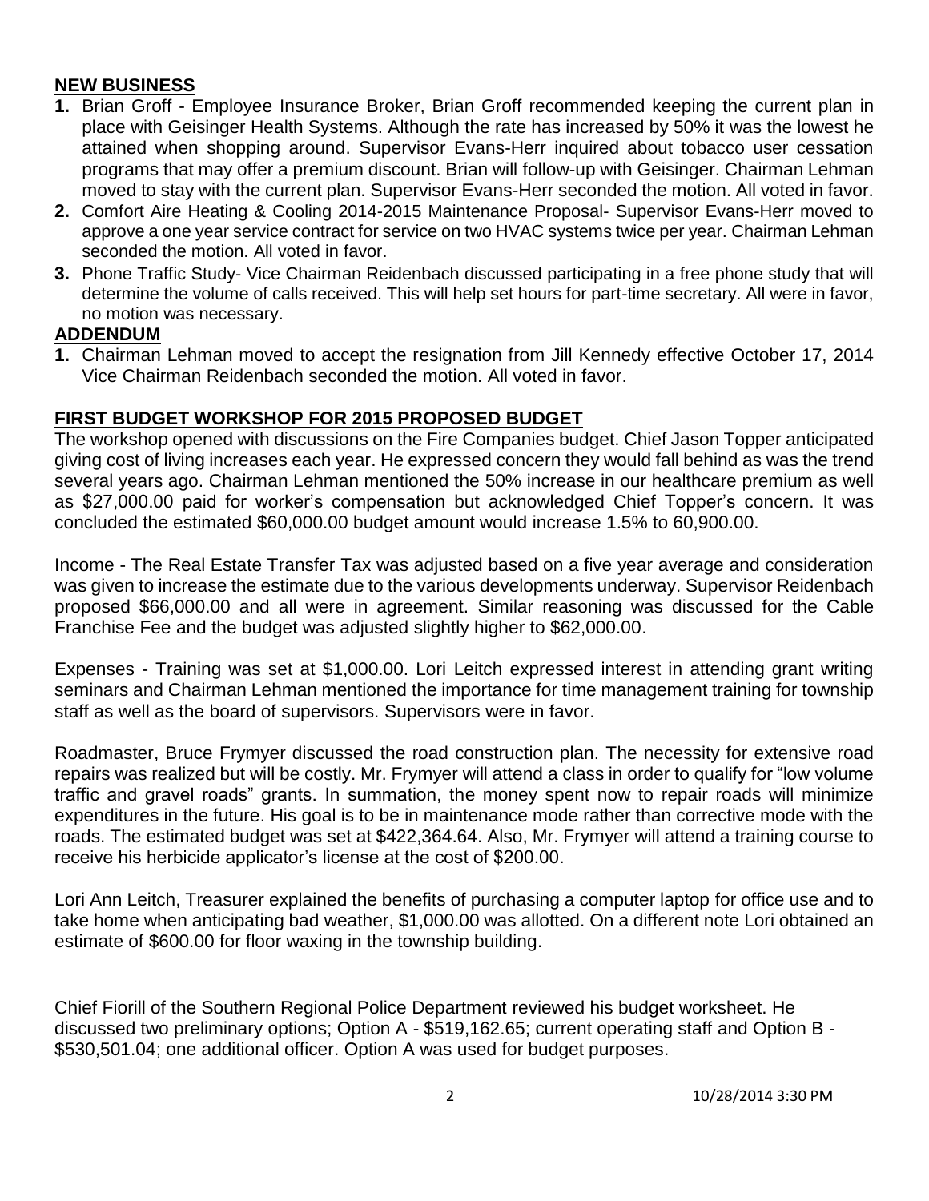## **NEW BUSINESS**

1. Brian Groff - Employee Insurance Broker, Brian Groff recommended keeping the current plan in place with Geisinger Health Systems. Although the rate has increased by 50% it was the lowest he attained when shopping around. Supervisor Evans-Herr inquired about tobacco user cessation programs that may offer a premium discount. Brian will follow-up with Geisinger. Chairman Lehman moved to stay with the current plan. Supervisor Evans-Herr seconded the motion. All voted in favor.
2. Comfort Aire Heating & Cooling 2014-2015 Maintenance Proposal- Supervisor Evans-Herr moved to approve a one year service contract for service on two HVAC systems twice per year. Chairman Lehman seconded the motion. All voted in favor.
3. Phone Traffic Study- Vice Chairman Reidenbach discussed participating in a free phone study that will determine the volume of calls received. This will help set hours for part-time secretary. All were in favor, no motion was necessary.

## **ADDENDUM**

1. Chairman Lehman moved to accept the resignation from Jill Kennedy effective October 17, 2014 Vice Chairman Reidenbach seconded the motion. All voted in favor.

## **FIRST BUDGET WORKSHOP FOR 2015 PROPOSED BUDGET**

The workshop opened with discussions on the Fire Companies budget. Chief Jason Topper anticipated giving cost of living increases each year. He expressed concern they would fall behind as was the trend several years ago. Chairman Lehman mentioned the 50% increase in our healthcare premium as well as $27,000.00 paid for worker's compensation but acknowledged Chief Topper's concern. It was concluded the estimated $60,000.00 budget amount would increase 1.5% to 60,900.00.

Income - The Real Estate Transfer Tax was adjusted based on a five year average and consideration was given to increase the estimate due to the various developments underway. Supervisor Reidenbach proposed $66,000.00 and all were in agreement. Similar reasoning was discussed for the Cable Franchise Fee and the budget was adjusted slightly higher to $62,000.00.

Expenses - Training was set at $1,000.00. Lori Leitch expressed interest in attending grant writing seminars and Chairman Lehman mentioned the importance for time management training for township staff as well as the board of supervisors. Supervisors were in favor.

Roadmaster, Bruce Frymyer discussed the road construction plan. The necessity for extensive road repairs was realized but will be costly. Mr. Frymyer will attend a class in order to qualify for "low volume traffic and gravel roads" grants. In summation, the money spent now to repair roads will minimize expenditures in the future. His goal is to be in maintenance mode rather than corrective mode with the roads. The estimated budget was set at $422,364.64. Also, Mr. Frymyer will attend a training course to receive his herbicide applicator's license at the cost of $200.00.

Lori Ann Leitch, Treasurer explained the benefits of purchasing a computer laptop for office use and to take home when anticipating bad weather, $1,000.00 was allotted. On a different note Lori obtained an estimate of $600.00 for floor waxing in the township building.

Chief Fiorill of the Southern Regional Police Department reviewed his budget worksheet. He discussed two preliminary options; Option A - $519,162.65; current operating staff and Option B - $530,501.04; one additional officer. Option A was used for budget purposes.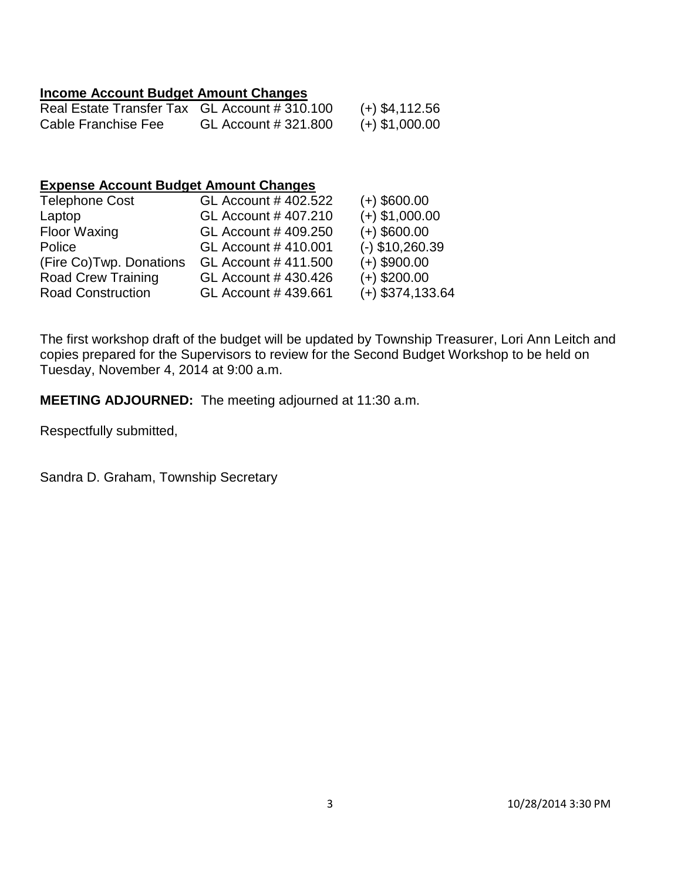**Income Account Budget Amount Changes**

| | | |
|---|---|---|
| Real Estate Transfer Tax | GL Account # 310.100 | (+) $4,112.56 |
| Cable Franchise Fee | GL Account # 321.800 | (+) $1,000.00 |

**Expense Account Budget Amount Changes**

| | | |
|---|---|---|
| Telephone Cost | GL Account # 402.522 | (+) $600.00 |
| Laptop | GL Account # 407.210 | (+) $1,000.00 |
| Floor Waxing | GL Account # 409.250 | (+) $600.00 |
| Police | GL Account # 410.001 | (-) $10,260.39 |
| (Fire Co)Twp. Donations | GL Account # 411.500 | (+) $900.00 |
| Road Crew Training | GL Account # 430.426 | (+) $200.00 |
| Road Construction | GL Account # 439.661 | (+) $374,133.64 |

The first workshop draft of the budget will be updated by Township Treasurer, Lori Ann Leitch and copies prepared for the Supervisors to review for the Second Budget Workshop to be held on Tuesday, November 4, 2014 at 9:00 a.m.

**MEETING ADJOURNED:** The meeting adjourned at 11:30 a.m.

Respectfully submitted,

Sandra D. Graham, Township Secretary